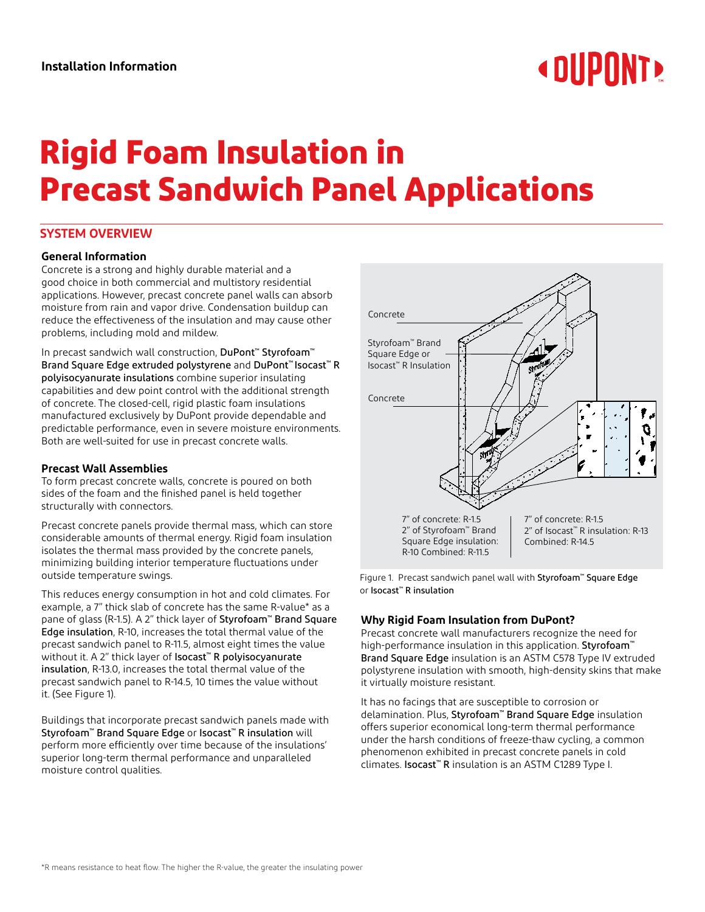Installation Information

# Rigid Foam Insulation in Precast Sandwich Panel Applications

## SYSTEM OVERVIEW

### General Information

Concrete is a strong and highly durable material and a good choice in both commercial and multistory residential applications. However, precast concrete panel walls can absorb moisture from rain and vapor drive. Condensation buildup can reduce the effectiveness of the insulation and may cause other problems, including mold and mildew.

In precast sandwich wall construction, DuPont™ Styrofoam™ Brand Square Edge extruded polystyrene and DuPont™ Isocast™ R polyisocyanurate insulations combine superior insulating capabilities and dew point control with the additional strength of concrete. The closed-cell, rigid plastic foam insulations manufactured exclusively by DuPont provide dependable and predictable performance, even in severe moisture environments. Both are well-suited for use in precast concrete walls.

### Precast Wall Assemblies

To form precast concrete walls, concrete is poured on both sides of the foam and the finished panel is held together structurally with connectors.

Precast concrete panels provide thermal mass, which can store considerable amounts of thermal energy. Rigid foam insulation isolates the thermal mass provided by the concrete panels, minimizing building interior temperature fluctuations under outside temperature swings.

This reduces energy consumption in hot and cold climates. For example, a 7″ thick slab of concrete has the same R-value* as a pane of glass (R-1.5). A 2″ thick layer of Styrofoam™ Brand Square Edge insulation, R-10, increases the total thermal value of the precast sandwich panel to R-11.5, almost eight times the value without it. A 2″ thick layer of Isocast™ R polyisocyanurate insulation, R-13.0, increases the total thermal value of the precast sandwich panel to R-14.5, 10 times the value without it. (See Figure 1).

Buildings that incorporate precast sandwich panels made with Styrofoam™ Brand Square Edge or Isocast™ R insulation will perform more efficiently over time because of the insulations' superior long-term thermal performance and unparalleled moisture control qualities.

Concrete

Styrofoam™ Brand Square Edge or Isocast™ R Insulation

Concrete

7″ of concrete: R-1.5
2″ of Styrofoam™ Brand Square Edge insulation: R-10 Combined: R-11.5

7″ of concrete: R-1.5
2″ of Isocast™ R insulation: R-13
Combined: R-14.5

Figure 1. Precast sandwich panel wall with Styrofoam™ Square Edge or Isocast™ R insulation

### Why Rigid Foam Insulation from DuPont?

Precast concrete wall manufacturers recognize the need for high-performance insulation in this application. Styrofoam™ Brand Square Edge insulation is an ASTM C578 Type IV extruded polystyrene insulation with smooth, high-density skins that make it virtually moisture resistant.

It has no facings that are susceptible to corrosion or delamination. Plus, Styrofoam™ Brand Square Edge insulation offers superior economical long-term thermal performance under the harsh conditions of freeze-thaw cycling, a common phenomenon exhibited in precast concrete panels in cold climates. Isocast™ R insulation is an ASTM C1289 Type I.

*R means resistance to heat flow. The higher the R-value, the greater the insulating power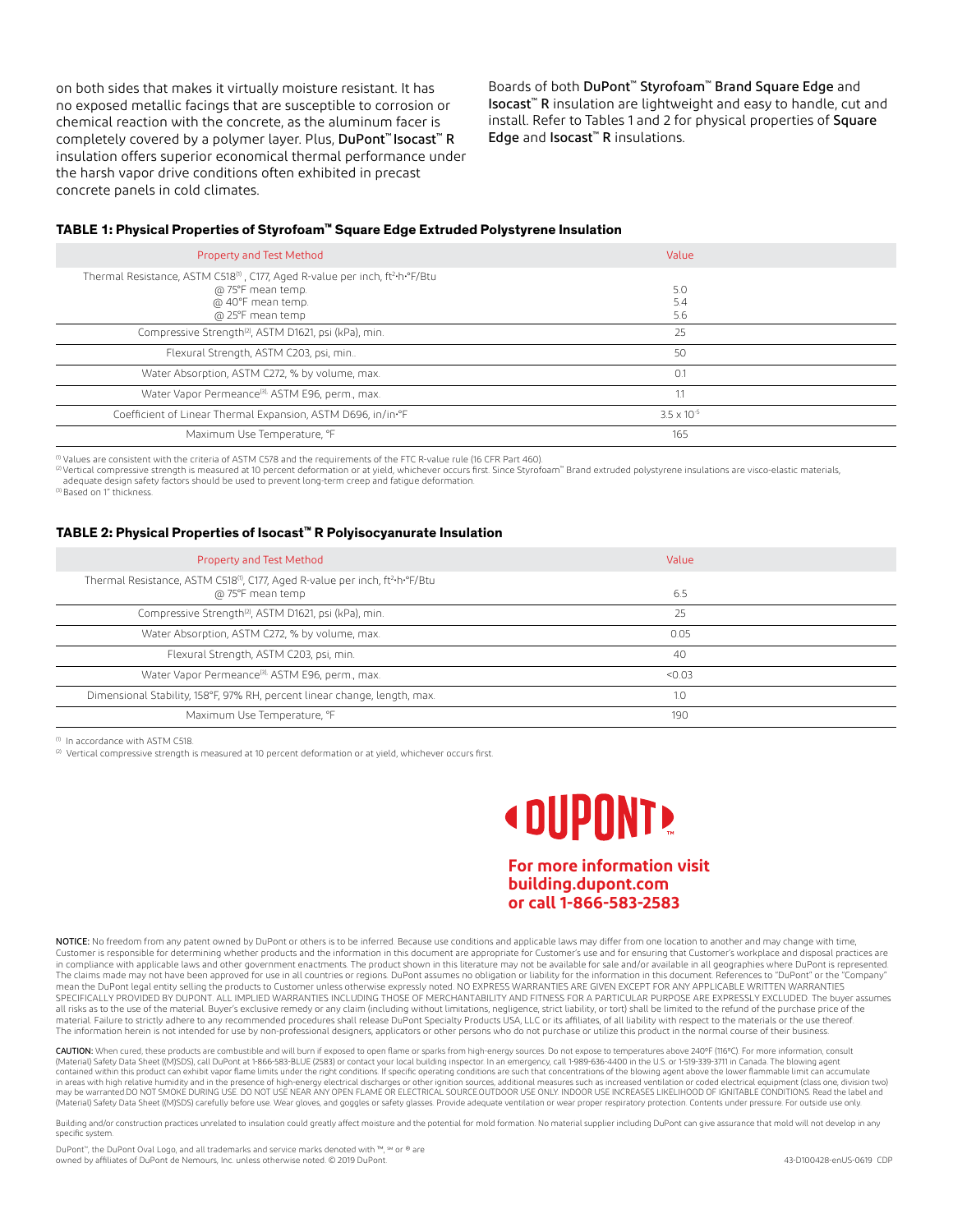on both sides that makes it virtually moisture resistant. It has no exposed metallic facings that are susceptible to corrosion or chemical reaction with the concrete, as the aluminum facer is completely covered by a polymer layer. Plus, **DuPont™ Isocast™ R** insulation offers superior economical thermal performance under the harsh vapor drive conditions often exhibited in precast concrete panels in cold climates.

Boards of both **DuPont™ Styrofoam™ Brand Square Edge** and **Isocast™ R** insulation are lightweight and easy to handle, cut and install. Refer to Tables 1 and 2 for physical properties of **Square Edge** and **Isocast™ R** insulations.

### TABLE 1: Physical Properties of Styrofoam™ Square Edge Extruded Polystyrene Insulation

| Property and Test Method | Value |
|---|---|
| Thermal Resistance, ASTM C518[1], C177, Aged R-value per inch, ft²·h·°F/Btu<br>@ 75°F mean temp.<br>@ 40°F mean temp.<br>@ 25°F mean temp | <br>5.0<br>5.4<br>5.6 |
| Compressive Strength[2], ASTM D1621, psi (kPa), min. | 25 |
| Flexural Strength, ASTM C203, psi, min.. | 50 |
| Water Absorption, ASTM C272, % by volume, max. | 0.1 |
| Water Vapor Permeance[3], ASTM E96, perm., max. | 1.1 |
| Coefficient of Linear Thermal Expansion, ASTM D696, in/in·°F | $3.5 \times 10^{-5}$ |
| Maximum Use Temperature, °F | 165 |

[1] Values are consistent with the criteria of ASTM C578 and the requirements of the FTC R-value rule (16 CFR Part 460).
[2] Vertical compressive strength is measured at 10 percent deformation or at yield, whichever occurs first. Since Styrofoam™ Brand extruded polystyrene insulations are visco-elastic materials, adequate design safety factors should be used to prevent long-term creep and fatigue deformation.
[3] Based on 1" thickness.

### TABLE 2: Physical Properties of Isocast™ R Polyisocyanurate Insulation

| Property and Test Method | Value |
|---|---|
| Thermal Resistance, ASTM C518[1], C177, Aged R-value per inch, ft²·h·°F/Btu<br>@ 75°F mean temp | <br>6.5 |
| Compressive Strength[2], ASTM D1621, psi (kPa), min. | 25 |
| Water Absorption, ASTM C272, % by volume, max. | 0.05 |
| Flexural Strength, ASTM C203, psi, min. | 40 |
| Water Vapor Permeance[3], ASTM E96, perm., max. | <0.03 |
| Dimensional Stability, 158°F, 97% RH, percent linear change, length, max. | 1.0 |
| Maximum Use Temperature, °F | 190 |

[1] In accordance with ASTM C518.
[2] Vertical compressive strength is measured at 10 percent deformation or at yield, whichever occurs first.

DUPONT

**For more information visit building.dupont.com or call 1-866-583-2583**

**NOTICE:** No freedom from any patent owned by DuPont or others is to be inferred. Because use conditions and applicable laws may differ from one location to another and may change with time, Customer is responsible for determining whether products and the information in this document are appropriate for Customer's use and for ensuring that Customer's workplace and disposal practices are in compliance with applicable laws and other government enactments. The product shown in this literature may not be available for sale and/or available in all geographies where DuPont is represented. The claims made may not have been approved for use in all countries or regions. DuPont assumes no obligation or liability for the information in this document. References to "DuPont" or the "Company" mean the DuPont legal entity selling the products to Customer unless otherwise expressly noted. NO EXPRESS WARRANTIES ARE GIVEN EXCEPT FOR ANY APPLICABLE WRITTEN WARRANTIES SPECIFICALLY PROVIDED BY DUPONT. ALL IMPLIED WARRANTIES INCLUDING THOSE OF MERCHANTABILITY AND FITNESS FOR A PARTICULAR PURPOSE ARE EXPRESSLY EXCLUDED. The buyer assumes all risks as to the use of the material. Buyer's exclusive remedy or any claim (including without limitations, negligence, strict liability, or tort) shall be limited to the refund of the purchase price of the material. Failure to strictly adhere to any recommended procedures shall release DuPont Specialty Products USA, LLC or its affiliates, of all liability with respect to the materials or the use thereof. The information herein is not intended for use by non-professional designers, applicators or other persons who do not purchase or utilize this product in the normal course of their business.

**CAUTION:** When cured, these products are combustible and will burn if exposed to open flame or sparks from high-energy sources. Do not expose to temperatures above 240°F (116°C). For more information, consult (Material) Safety Data Sheet ((M)SDS), call DuPont at 1-866-583-BLUE (2583) or contact your local building inspector. In an emergency, call 1-989-636-4400 in the U.S. or 1-519-339-3711 in Canada. The blowing agent contained within this product can exhibit vapor flame limits under the right conditions. If specific operating conditions are such that concentrations of the blowing agent above the lower flammable limit can accumulate in areas with high relative humidity and in the presence of high-energy electrical discharges or other ignition sources, additional measures such as increased ventilation or coded electrical equipment (class one, division two) may be warranted.DO NOT SMOKE DURING USE. DO NOT USE NEAR ANY OPEN FLAME OR ELECTRICAL SOURCE.OUTDOOR USE ONLY. INDOOR USE INCREASES LIKELIHOOD OF IGNITABLE CONDITIONS. Read the label and (Material) Safety Data Sheet ((M)SDS) carefully before use. Wear gloves, and goggles or safety glasses. Provide adequate ventilation or wear proper respiratory protection. Contents under pressure. For outside use only.

Building and/or construction practices unrelated to insulation could greatly affect moisture and the potential for mold formation. No material supplier including DuPont can give assurance that mold will not develop in any specific system.

DuPont™, the DuPont Oval Logo, and all trademarks and service marks denoted with ™, ℠ or ® are owned by affiliates of DuPont de Nemours, Inc. unless otherwise noted. © 2019 DuPont.

43-D100428-enUS-0619 CDP